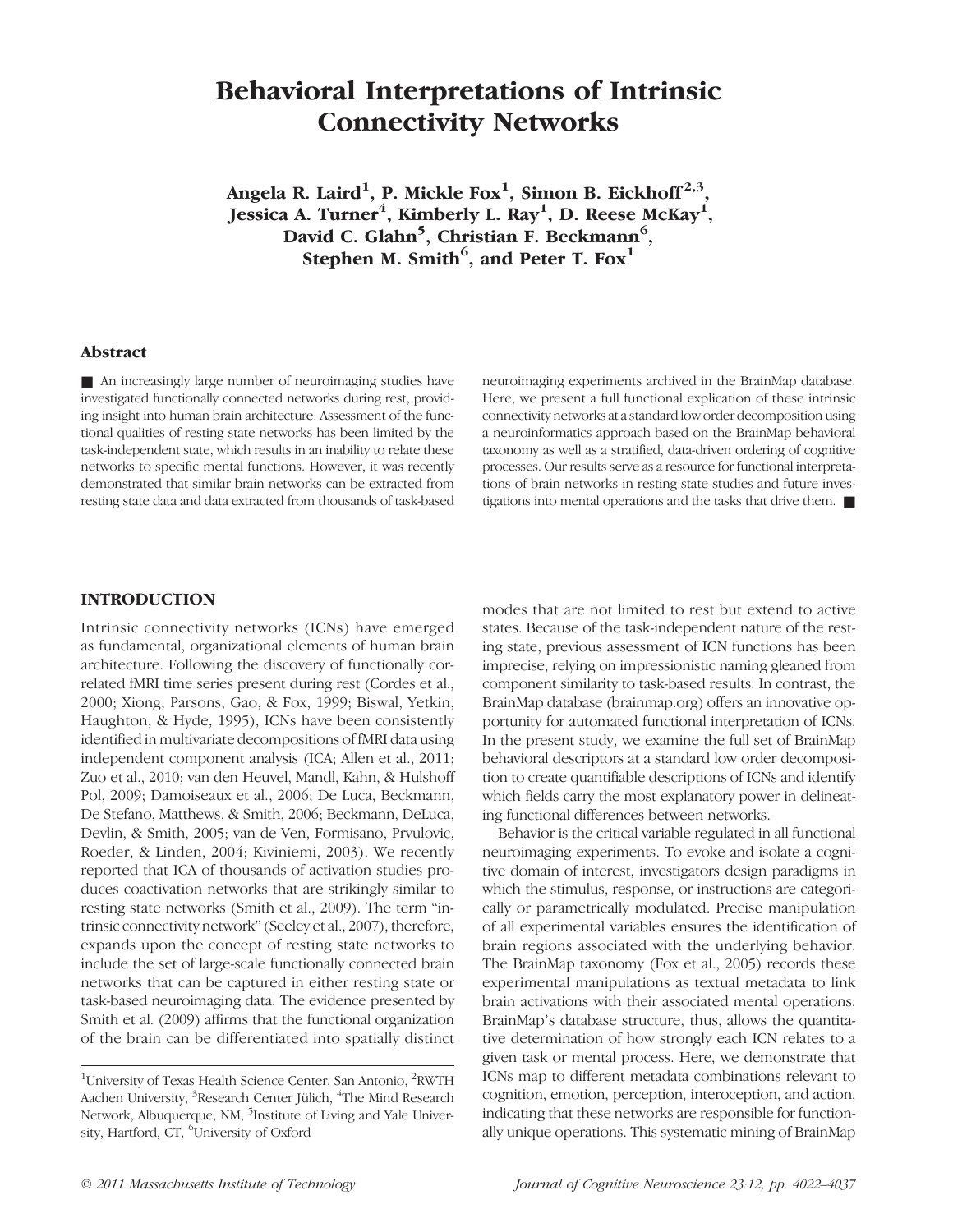# Behavioral Interpretations of Intrinsic Connectivity Networks

**Angela R. Laird[1], P. Mickle Fox[1], Simon B. Eickhoff[2,3], Jessica A. Turner[4], Kimberly L. Ray[1], D. Reese McKay[1], David C. Glahn[5], Christian F. Beckmann[6], Stephen M. Smith[6], and Peter T. Fox[1]**

## Abstract

■ An increasingly large number of neuroimaging studies have investigated functionally connected networks during rest, providing insight into human brain architecture. Assessment of the functional qualities of resting state networks has been limited by the task-independent state, which results in an inability to relate these networks to specific mental functions. However, it was recently demonstrated that similar brain networks can be extracted from resting state data and data extracted from thousands of task-based neuroimaging experiments archived in the BrainMap database. Here, we present a full functional explication of these intrinsic connectivity networks at a standard low order decomposition using a neuroinformatics approach based on the BrainMap behavioral taxonomy as well as a stratified, data-driven ordering of cognitive processes. Our results serve as a resource for functional interpretations of brain networks in resting state studies and future investigations into mental operations and the tasks that drive them. ■

## INTRODUCTION

Intrinsic connectivity networks (ICNs) have emerged as fundamental, organizational elements of human brain architecture. Following the discovery of functionally correlated fMRI time series present during rest (Cordes et al., 2000; Xiong, Parsons, Gao, & Fox, 1999; Biswal, Yetkin, Haughton, & Hyde, 1995), ICNs have been consistently identified in multivariate decompositions of fMRI data using independent component analysis (ICA; Allen et al., 2011; Zuo et al., 2010; van den Heuvel, Mandl, Kahn, & Hulshoff Pol, 2009; Damoiseaux et al., 2006; De Luca, Beckmann, De Stefano, Matthews, & Smith, 2006; Beckmann, DeLuca, Devlin, & Smith, 2005; van de Ven, Formisano, Prvulovic, Roeder, & Linden, 2004; Kiviniemi, 2003). We recently reported that ICA of thousands of activation studies produces coactivation networks that are strikingly similar to resting state networks (Smith et al., 2009). The term "intrinsic connectivity network" (Seeley et al., 2007), therefore, expands upon the concept of resting state networks to include the set of large-scale functionally connected brain networks that can be captured in either resting state or task-based neuroimaging data. The evidence presented by Smith et al. (2009) affirms that the functional organization of the brain can be differentiated into spatially distinct modes that are not limited to rest but extend to active states. Because of the task-independent nature of the resting state, previous assessment of ICN functions has been imprecise, relying on impressionistic naming gleaned from component similarity to task-based results. In contrast, the BrainMap database (brainmap.org) offers an innovative opportunity for automated functional interpretation of ICNs. In the present study, we examine the full set of BrainMap behavioral descriptors at a standard low order decomposition to create quantifiable descriptions of ICNs and identify which fields carry the most explanatory power in delineating functional differences between networks.

Behavior is the critical variable regulated in all functional neuroimaging experiments. To evoke and isolate a cognitive domain of interest, investigators design paradigms in which the stimulus, response, or instructions are categorically or parametrically modulated. Precise manipulation of all experimental variables ensures the identification of brain regions associated with the underlying behavior. The BrainMap taxonomy (Fox et al., 2005) records these experimental manipulations as textual metadata to link brain activations with their associated mental operations. BrainMap's database structure, thus, allows the quantitative determination of how strongly each ICN relates to a given task or mental process. Here, we demonstrate that ICNs map to different metadata combinations relevant to cognition, emotion, perception, interoception, and action, indicating that these networks are responsible for functionally unique operations. This systematic mining of BrainMap

[1]University of Texas Health Science Center, San Antonio, [2]RWTH Aachen University, [3]Research Center Jülich, [4]The Mind Research Network, Albuquerque, NM, [5]Institute of Living and Yale University, Hartford, CT, [6]University of Oxford

© 2011 Massachusetts Institute of Technology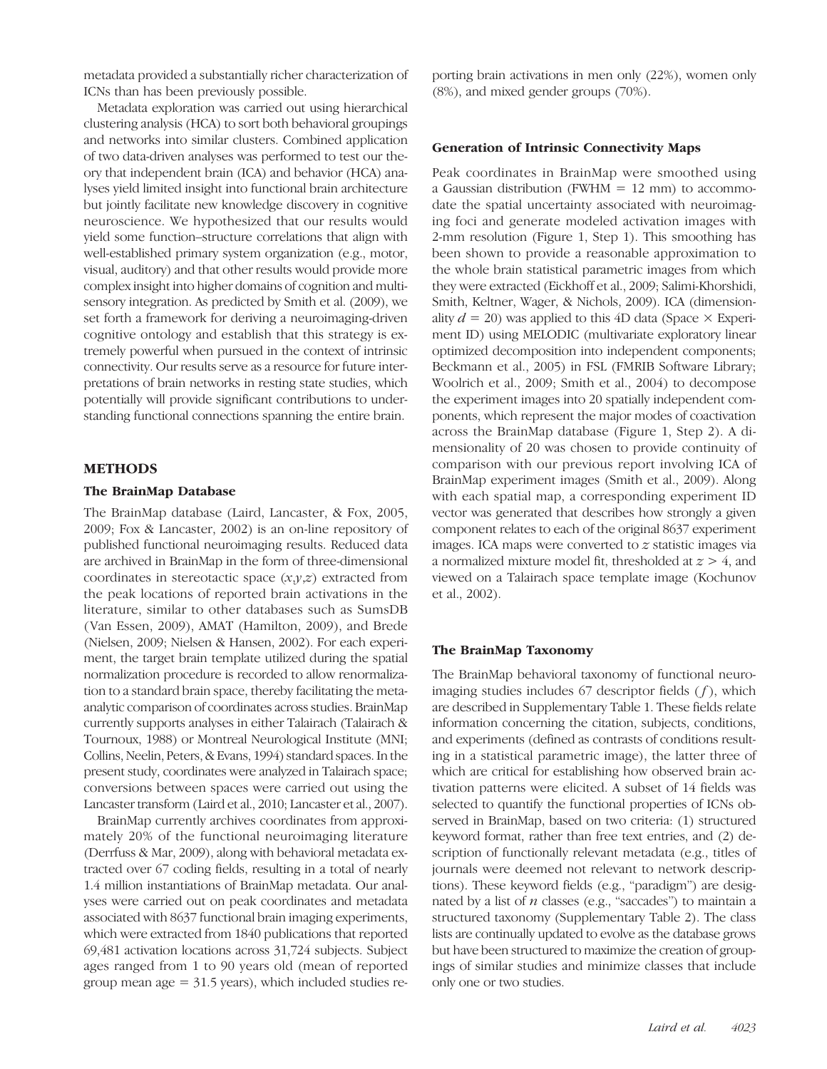metadata provided a substantially richer characterization of ICNs than has been previously possible.

Metadata exploration was carried out using hierarchical clustering analysis (HCA) to sort both behavioral groupings and networks into similar clusters. Combined application of two data-driven analyses was performed to test our theory that independent brain (ICA) and behavior (HCA) analyses yield limited insight into functional brain architecture but jointly facilitate new knowledge discovery in cognitive neuroscience. We hypothesized that our results would yield some function–structure correlations that align with well-established primary system organization (e.g., motor, visual, auditory) and that other results would provide more complex insight into higher domains of cognition and multisensory integration. As predicted by Smith et al. (2009), we set forth a framework for deriving a neuroimaging-driven cognitive ontology and establish that this strategy is extremely powerful when pursued in the context of intrinsic connectivity. Our results serve as a resource for future interpretations of brain networks in resting state studies, which potentially will provide significant contributions to understanding functional connections spanning the entire brain.

## METHODS

### The BrainMap Database

The BrainMap database (Laird, Lancaster, & Fox, 2005, 2009; Fox & Lancaster, 2002) is an on-line repository of published functional neuroimaging results. Reduced data are archived in BrainMap in the form of three-dimensional coordinates in stereotactic space $(x,y,z)$ extracted from the peak locations of reported brain activations in the literature, similar to other databases such as SumsDB (Van Essen, 2009), AMAT (Hamilton, 2009), and Brede (Nielsen, 2009; Nielsen & Hansen, 2002). For each experiment, the target brain template utilized during the spatial normalization procedure is recorded to allow renormalization to a standard brain space, thereby facilitating the meta-analytic comparison of coordinates across studies. BrainMap currently supports analyses in either Talairach (Talairach & Tournoux, 1988) or Montreal Neurological Institute (MNI; Collins, Neelin, Peters, & Evans, 1994) standard spaces. In the present study, coordinates were analyzed in Talairach space; conversions between spaces were carried out using the Lancaster transform (Laird et al., 2010; Lancaster et al., 2007).

BrainMap currently archives coordinates from approximately 20% of the functional neuroimaging literature (Derrfuss & Mar, 2009), along with behavioral metadata extracted over 67 coding fields, resulting in a total of nearly 1.4 million instantiations of BrainMap metadata. Our analyses were carried out on peak coordinates and metadata associated with 8637 functional brain imaging experiments, which were extracted from 1840 publications that reported 69,481 activation locations across 31,724 subjects. Subject ages ranged from 1 to 90 years old (mean of reported group mean age = 31.5 years), which included studies reporting brain activations in men only (22%), women only (8%), and mixed gender groups (70%).

### Generation of Intrinsic Connectivity Maps

Peak coordinates in BrainMap were smoothed using a Gaussian distribution (FWHM = 12 mm) to accommodate the spatial uncertainty associated with neuroimaging foci and generate modeled activation images with 2-mm resolution (Figure 1, Step 1). This smoothing has been shown to provide a reasonable approximation to the whole brain statistical parametric images from which they were extracted (Eickhoff et al., 2009; Salimi-Khorshidi, Smith, Keltner, Wager, & Nichols, 2009). ICA (dimensionality $d = 20$) was applied to this 4D data (Space × Experiment ID) using MELODIC (multivariate exploratory linear optimized decomposition into independent components; Beckmann et al., 2005) in FSL (FMRIB Software Library; Woolrich et al., 2009; Smith et al., 2004) to decompose the experiment images into 20 spatially independent components, which represent the major modes of coactivation across the BrainMap database (Figure 1, Step 2). A dimensionality of 20 was chosen to provide continuity of comparison with our previous report involving ICA of BrainMap experiment images (Smith et al., 2009). Along with each spatial map, a corresponding experiment ID vector was generated that describes how strongly a given component relates to each of the original 8637 experiment images. ICA maps were converted to $z$ statistic images via a normalized mixture model fit, thresholded at $z > 4$, and viewed on a Talairach space template image (Kochunov et al., 2002).

### The BrainMap Taxonomy

The BrainMap behavioral taxonomy of functional neuroimaging studies includes 67 descriptor fields ($f$), which are described in Supplementary Table 1. These fields relate information concerning the citation, subjects, conditions, and experiments (defined as contrasts of conditions resulting in a statistical parametric image), the latter three of which are critical for establishing how observed brain activation patterns were elicited. A subset of 14 fields was selected to quantify the functional properties of ICNs observed in BrainMap, based on two criteria: (1) structured keyword format, rather than free text entries, and (2) description of functionally relevant metadata (e.g., titles of journals were deemed not relevant to network descriptions). These keyword fields (e.g., "paradigm") are designated by a list of $n$ classes (e.g., "saccades") to maintain a structured taxonomy (Supplementary Table 2). The class lists are continually updated to evolve as the database grows but have been structured to maximize the creation of groupings of similar studies and minimize classes that include only one or two studies.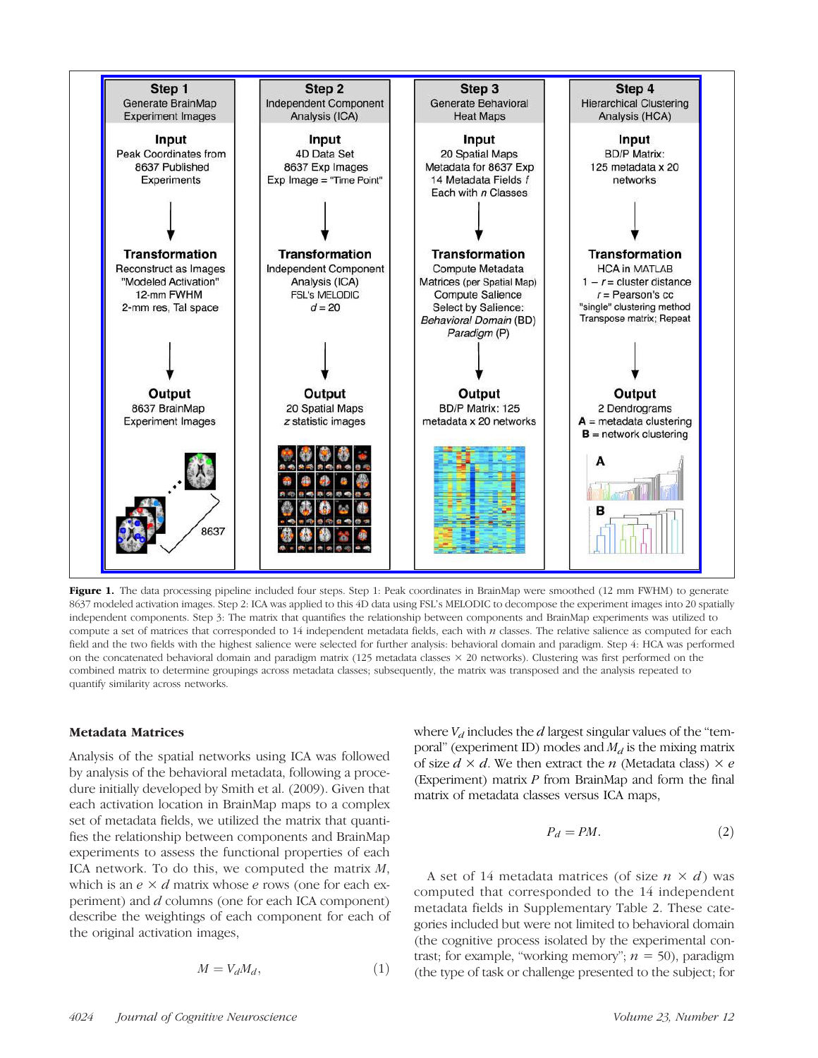**Figure 1.** The data processing pipeline included four steps. Step 1: Peak coordinates in BrainMap were smoothed (12 mm FWHM) to generate 8637 modeled activation images. Step 2: ICA was applied to this 4D data using FSL's MELODIC to decompose the experiment images into 20 spatially independent components. Step 3: The matrix that quantifies the relationship between components and BrainMap experiments was utilized to compute a set of matrices that corresponded to 14 independent metadata fields, each with $n$ classes. The relative salience as computed for each field and the two fields with the highest salience were selected for further analysis: behavioral domain and paradigm. Step 4: HCA was performed on the concatenated behavioral domain and paradigm matrix (125 metadata classes × 20 networks). Clustering was first performed on the combined matrix to determine groupings across metadata classes; subsequently, the matrix was transposed and the analysis repeated to quantify similarity across networks.

### Metadata Matrices

Analysis of the spatial networks using ICA was followed by analysis of the behavioral metadata, following a procedure initially developed by Smith et al. (2009). Given that each activation location in BrainMap maps to a complex set of metadata fields, we utilized the matrix that quantifies the relationship between components and BrainMap experiments to assess the functional properties of each ICA network. To do this, we computed the matrix $M$, which is an $e \times d$ matrix whose $e$ rows (one for each experiment) and $d$ columns (one for each ICA component) describe the weightings of each component for each of the original activation images,

$$M = V_d M_d, \tag{1}$$

where $V_d$ includes the $d$ largest singular values of the "temporal" (experiment ID) modes and $M_d$ is the mixing matrix of size $d \times d$. We then extract the $n$ (Metadata class) $\times$ $e$ (Experiment) matrix $P$ from BrainMap and form the final matrix of metadata classes versus ICA maps,

$$P_d = PM. \tag{2}$$

A set of 14 metadata matrices (of size $n \times d$) was computed that corresponded to the 14 independent metadata fields in Supplementary Table 2. These categories included but were not limited to behavioral domain (the cognitive process isolated by the experimental contrast; for example, "working memory"; $n = 50$), paradigm (the type of task or challenge presented to the subject; for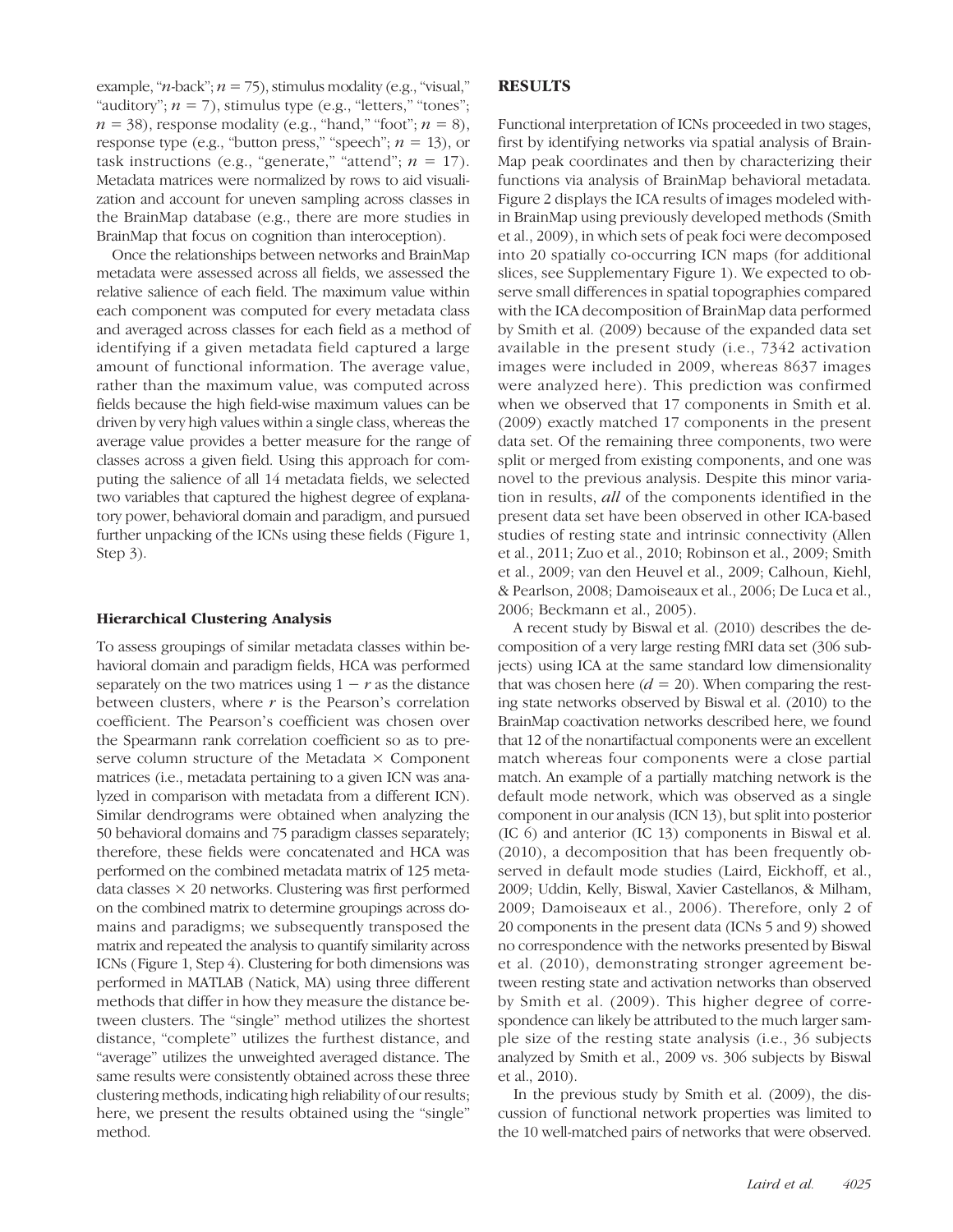example, "n-back"; $n = 75$), stimulus modality (e.g., "visual," "auditory"; $n = 7$), stimulus type (e.g., "letters," "tones"; $n = 38$), response modality (e.g., "hand," "foot"; $n = 8$), response type (e.g., "button press," "speech"; $n = 13$), or task instructions (e.g., "generate," "attend"; $n = 17$). Metadata matrices were normalized by rows to aid visualization and account for uneven sampling across classes in the BrainMap database (e.g., there are more studies in BrainMap that focus on cognition than interoception).

Once the relationships between networks and BrainMap metadata were assessed across all fields, we assessed the relative salience of each field. The maximum value within each component was computed for every metadata class and averaged across classes for each field as a method of identifying if a given metadata field captured a large amount of functional information. The average value, rather than the maximum value, was computed across fields because the high field-wise maximum values can be driven by very high values within a single class, whereas the average value provides a better measure for the range of classes across a given field. Using this approach for computing the salience of all 14 metadata fields, we selected two variables that captured the highest degree of explanatory power, behavioral domain and paradigm, and pursued further unpacking of the ICNs using these fields (Figure 1, Step 3).

### Hierarchical Clustering Analysis

To assess groupings of similar metadata classes within behavioral domain and paradigm fields, HCA was performed separately on the two matrices using $1 - r$ as the distance between clusters, where $r$ is the Pearson's correlation coefficient. The Pearson's coefficient was chosen over the Spearmann rank correlation coefficient so as to preserve column structure of the Metadata × Component matrices (i.e., metadata pertaining to a given ICN was analyzed in comparison with metadata from a different ICN). Similar dendrograms were obtained when analyzing the 50 behavioral domains and 75 paradigm classes separately; therefore, these fields were concatenated and HCA was performed on the combined metadata matrix of 125 metadata classes × 20 networks. Clustering was first performed on the combined matrix to determine groupings across domains and paradigms; we subsequently transposed the matrix and repeated the analysis to quantify similarity across ICNs (Figure 1, Step 4). Clustering for both dimensions was performed in MATLAB (Natick, MA) using three different methods that differ in how they measure the distance between clusters. The "single" method utilizes the shortest distance, "complete" utilizes the furthest distance, and "average" utilizes the unweighted averaged distance. The same results were consistently obtained across these three clustering methods, indicating high reliability of our results; here, we present the results obtained using the "single" method.

## RESULTS

Functional interpretation of ICNs proceeded in two stages, first by identifying networks via spatial analysis of BrainMap peak coordinates and then by characterizing their functions via analysis of BrainMap behavioral metadata. Figure 2 displays the ICA results of images modeled within BrainMap using previously developed methods (Smith et al., 2009), in which sets of peak foci were decomposed into 20 spatially co-occurring ICN maps (for additional slices, see Supplementary Figure 1). We expected to observe small differences in spatial topographies compared with the ICA decomposition of BrainMap data performed by Smith et al. (2009) because of the expanded data set available in the present study (i.e., 7342 activation images were included in 2009, whereas 8637 images were analyzed here). This prediction was confirmed when we observed that 17 components in Smith et al. (2009) exactly matched 17 components in the present data set. Of the remaining three components, two were split or merged from existing components, and one was novel to the previous analysis. Despite this minor variation in results, *all* of the components identified in the present data set have been observed in other ICA-based studies of resting state and intrinsic connectivity (Allen et al., 2011; Zuo et al., 2010; Robinson et al., 2009; Smith et al., 2009; van den Heuvel et al., 2009; Calhoun, Kiehl, & Pearlson, 2008; Damoiseaux et al., 2006; De Luca et al., 2006; Beckmann et al., 2005).

A recent study by Biswal et al. (2010) describes the decomposition of a very large resting fMRI data set (306 subjects) using ICA at the same standard low dimensionality that was chosen here ($d = 20$). When comparing the resting state networks observed by Biswal et al. (2010) to the BrainMap coactivation networks described here, we found that 12 of the nonartifactual components were an excellent match whereas four components were a close partial match. An example of a partially matching network is the default mode network, which was observed as a single component in our analysis (ICN 13), but split into posterior (IC 6) and anterior (IC 13) components in Biswal et al. (2010), a decomposition that has been frequently observed in default mode studies (Laird, Eickhoff, et al., 2009; Uddin, Kelly, Biswal, Xavier Castellanos, & Milham, 2009; Damoiseaux et al., 2006). Therefore, only 2 of 20 components in the present data (ICNs 5 and 9) showed no correspondence with the networks presented by Biswal et al. (2010), demonstrating stronger agreement between resting state and activation networks than observed by Smith et al. (2009). This higher degree of correspondence can likely be attributed to the much larger sample size of the resting state analysis (i.e., 36 subjects analyzed by Smith et al., 2009 vs. 306 subjects by Biswal et al., 2010).

In the previous study by Smith et al. (2009), the discussion of functional network properties was limited to the 10 well-matched pairs of networks that were observed.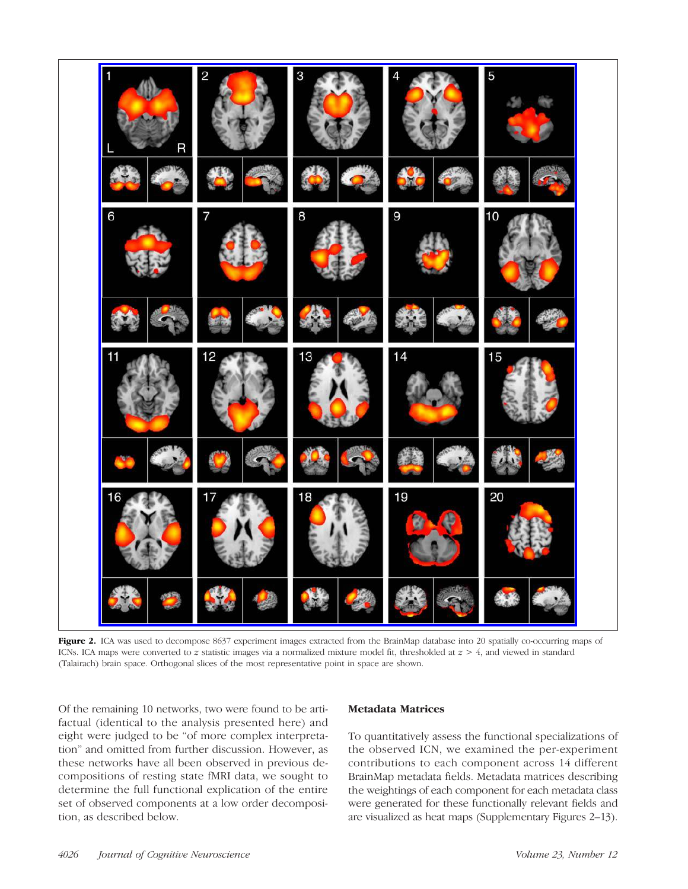**Figure 2.** ICA was used to decompose 8637 experiment images extracted from the BrainMap database into 20 spatially co-occurring maps of ICNs. ICA maps were converted to $z$ statistic images via a normalized mixture model fit, thresholded at $z > 4$, and viewed in standard (Talairach) brain space. Orthogonal slices of the most representative point in space are shown.

Of the remaining 10 networks, two were found to be artifactual (identical to the analysis presented here) and eight were judged to be "of more complex interpretation" and omitted from further discussion. However, as these networks have all been observed in previous decompositions of resting state fMRI data, we sought to determine the full functional explication of the entire set of observed components at a low order decomposition, as described below.

### Metadata Matrices

To quantitatively assess the functional specializations of the observed ICN, we examined the per-experiment contributions to each component across 14 different BrainMap metadata fields. Metadata matrices describing the weightings of each component for each metadata class were generated for these functionally relevant fields and are visualized as heat maps (Supplementary Figures 2–13).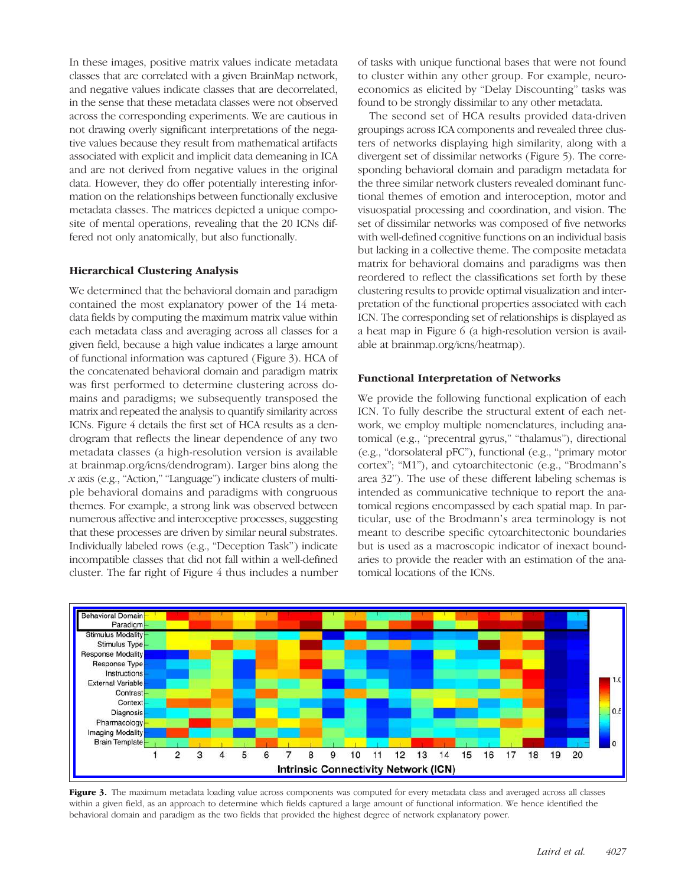In these images, positive matrix values indicate metadata classes that are correlated with a given BrainMap network, and negative values indicate classes that are decorrelated, in the sense that these metadata classes were not observed across the corresponding experiments. We are cautious in not drawing overly significant interpretations of the negative values because they result from mathematical artifacts associated with explicit and implicit data demeaning in ICA and are not derived from negative values in the original data. However, they do offer potentially interesting information on the relationships between functionally exclusive metadata classes. The matrices depicted a unique composite of mental operations, revealing that the 20 ICNs differed not only anatomically, but also functionally.

### Hierarchical Clustering Analysis

We determined that the behavioral domain and paradigm contained the most explanatory power of the 14 metadata fields by computing the maximum matrix value within each metadata class and averaging across all classes for a given field, because a high value indicates a large amount of functional information was captured (Figure 3). HCA of the concatenated behavioral domain and paradigm matrix was first performed to determine clustering across domains and paradigms; we subsequently transposed the matrix and repeated the analysis to quantify similarity across ICNs. Figure 4 details the first set of HCA results as a dendrogram that reflects the linear dependence of any two metadata classes (a high-resolution version is available at brainmap.org/icns/dendrogram). Larger bins along the *x* axis (e.g., "Action," "Language") indicate clusters of multiple behavioral domains and paradigms with congruous themes. For example, a strong link was observed between numerous affective and interoceptive processes, suggesting that these processes are driven by similar neural substrates. Individually labeled rows (e.g., "Deception Task") indicate incompatible classes that did not fall within a well-defined cluster. The far right of Figure 4 thus includes a number of tasks with unique functional bases that were not found to cluster within any other group. For example, neuroeconomics as elicited by "Delay Discounting" tasks was found to be strongly dissimilar to any other metadata.

The second set of HCA results provided data-driven groupings across ICA components and revealed three clusters of networks displaying high similarity, along with a divergent set of dissimilar networks (Figure 5). The corresponding behavioral domain and paradigm metadata for the three similar network clusters revealed dominant functional themes of emotion and interoception, motor and visuospatial processing and coordination, and vision. The set of dissimilar networks was composed of five networks with well-defined cognitive functions on an individual basis but lacking in a collective theme. The composite metadata matrix for behavioral domains and paradigms was then reordered to reflect the classifications set forth by these clustering results to provide optimal visualization and interpretation of the functional properties associated with each ICN. The corresponding set of relationships is displayed as a heat map in Figure 6 (a high-resolution version is available at brainmap.org/icns/heatmap).

### Functional Interpretation of Networks

We provide the following functional explication of each ICN. To fully describe the structural extent of each network, we employ multiple nomenclatures, including anatomical (e.g., "precentral gyrus," "thalamus"), directional (e.g., "dorsolateral pFC"), functional (e.g., "primary motor cortex"; "M1"), and cytoarchitectonic (e.g., "Brodmann's area 32"). The use of these different labeling schemas is intended as communicative technique to report the anatomical regions encompassed by each spatial map. In particular, use of the Brodmann's area terminology is not meant to describe specific cytoarchitectonic boundaries but is used as a macroscopic indicator of inexact boundaries to provide the reader with an estimation of the anatomical locations of the ICNs.

Behavioral Domain
Paradigm
Stimulus Modality
Stimulus Type
Response Modality
Response Type
Instructions
External Variable
Contrast
Context
Diagnosis
Pharmacology
Imaging Modality
Brain Template

1 2 3 4 5 6 7 8 9 10 11 12 13 14 15 16 17 18 19 20

Intrinsic Connectivity Network (ICN)

1.0
0.5
0

**Figure 3.** The maximum metadata loading value across components was computed for every metadata class and averaged across all classes within a given field, as an approach to determine which fields captured a large amount of functional information. We hence identified the behavioral domain and paradigm as the two fields that provided the highest degree of network explanatory power.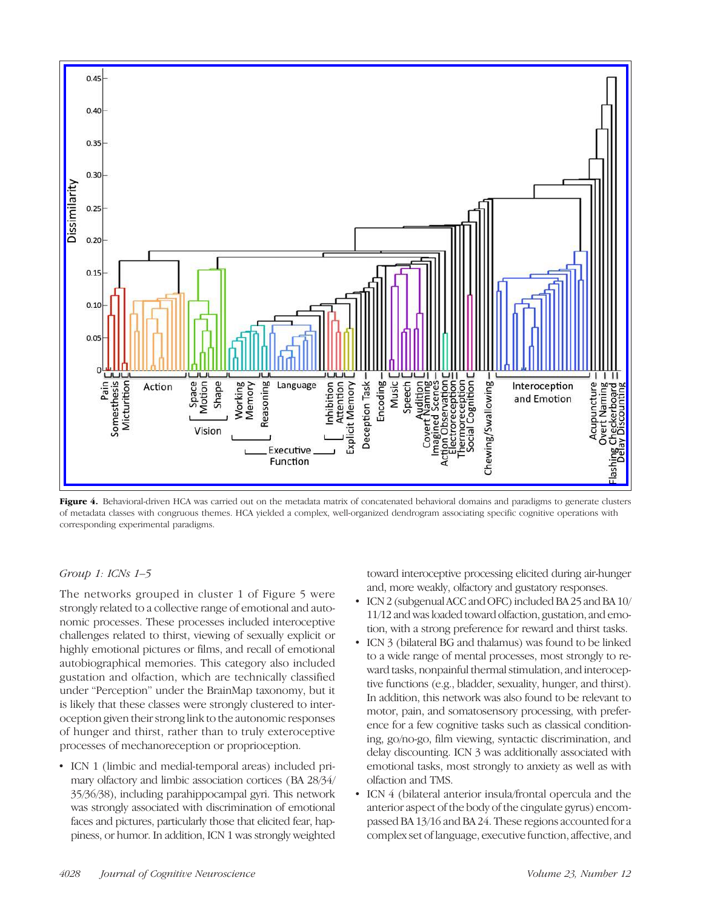**Figure 4.** Behavioral-driven HCA was carried out on the metadata matrix of concatenated behavioral domains and paradigms to generate clusters of metadata classes with congruous themes. HCA yielded a complex, well-organized dendrogram associating specific cognitive operations with corresponding experimental paradigms.

*Group 1: ICNs 1–5*

The networks grouped in cluster 1 of Figure 5 were strongly related to a collective range of emotional and autonomic processes. These processes included interoceptive challenges related to thirst, viewing of sexually explicit or highly emotional pictures or films, and recall of emotional autobiographical memories. This category also included gustation and olfaction, which are technically classified under "Perception" under the BrainMap taxonomy, but it is likely that these classes were strongly clustered to interoception given their strong link to the autonomic responses of hunger and thirst, rather than to truly exteroceptive processes of mechanoreception or proprioception.

- ICN 1 (limbic and medial-temporal areas) included primary olfactory and limbic association cortices (BA 28/34/35/36/38), including parahippocampal gyri. This network was strongly associated with discrimination of emotional faces and pictures, particularly those that elicited fear, happiness, or humor. In addition, ICN 1 was strongly weighted toward interoceptive processing elicited during air-hunger and, more weakly, olfactory and gustatory responses.
- ICN 2 (subgenual ACC and OFC) included BA 25 and BA 10/11/12 and was loaded toward olfaction, gustation, and emotion, with a strong preference for reward and thirst tasks.
- ICN 3 (bilateral BG and thalamus) was found to be linked to a wide range of mental processes, most strongly to reward tasks, nonpainful thermal stimulation, and interoceptive functions (e.g., bladder, sexuality, hunger, and thirst). In addition, this network was also found to be relevant to motor, pain, and somatosensory processing, with preference for a few cognitive tasks such as classical conditioning, go/no-go, film viewing, syntactic discrimination, and delay discounting. ICN 3 was additionally associated with emotional tasks, most strongly to anxiety as well as with olfaction and TMS.
- ICN 4 (bilateral anterior insula/frontal opercula and the anterior aspect of the body of the cingulate gyrus) encompassed BA 13/16 and BA 24. These regions accounted for a complex set of language, executive function, affective, and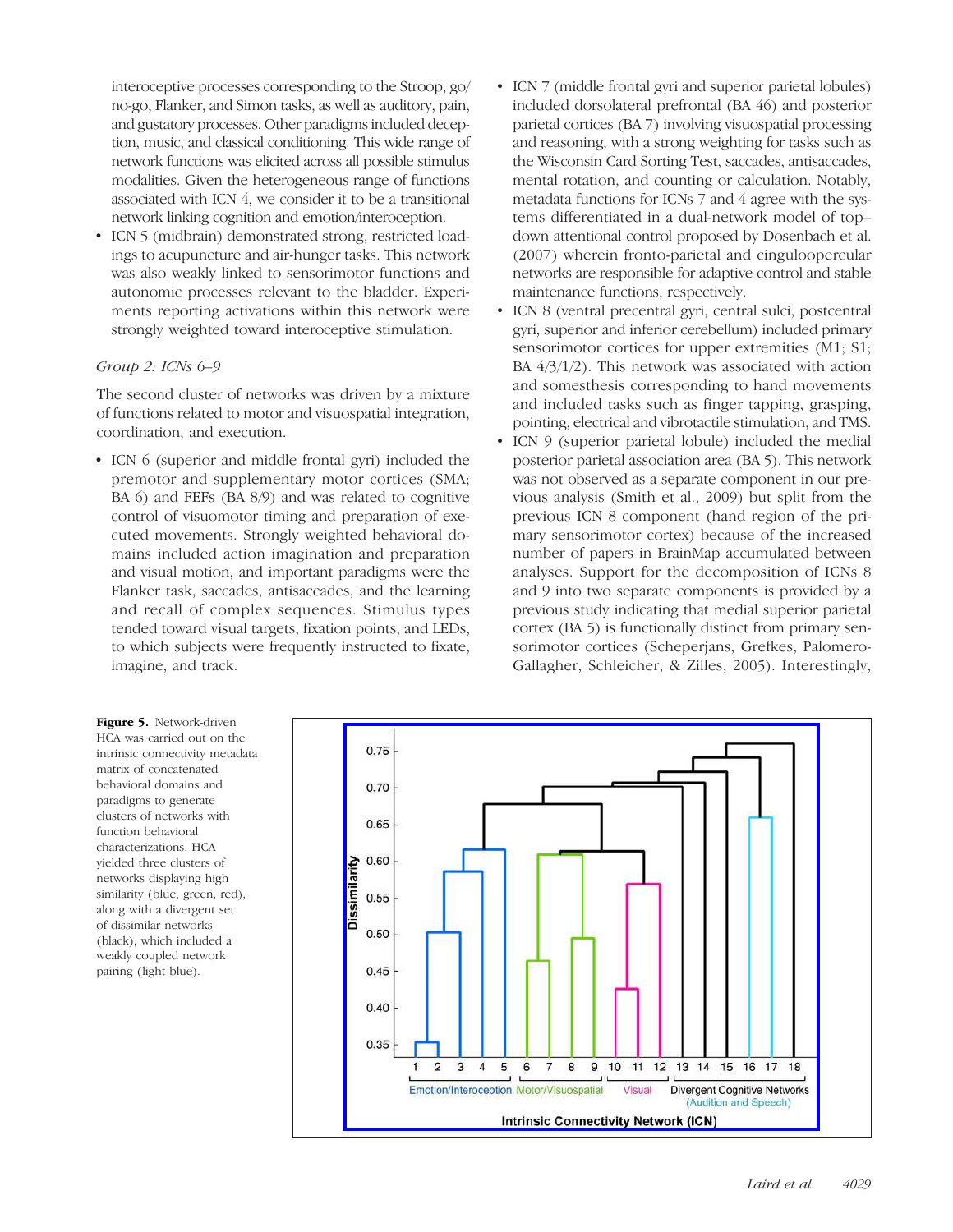interoceptive processes corresponding to the Stroop, go/no-go, Flanker, and Simon tasks, as well as auditory, pain, and gustatory processes. Other paradigms included deception, music, and classical conditioning. This wide range of network functions was elicited across all possible stimulus modalities. Given the heterogeneous range of functions associated with ICN 4, we consider it to be a transitional network linking cognition and emotion/interoception.

- ICN 5 (midbrain) demonstrated strong, restricted loadings to acupuncture and air-hunger tasks. This network was also weakly linked to sensorimotor functions and autonomic processes relevant to the bladder. Experiments reporting activations within this network were strongly weighted toward interoceptive stimulation.

### *Group 2: ICNs 6–9*

The second cluster of networks was driven by a mixture of functions related to motor and visuospatial integration, coordination, and execution.

- ICN 6 (superior and middle frontal gyri) included the premotor and supplementary motor cortices (SMA; BA 6) and FEFs (BA 8/9) and was related to cognitive control of visuomotor timing and preparation of executed movements. Strongly weighted behavioral domains included action imagination and preparation and visual motion, and important paradigms were the Flanker task, saccades, antisaccades, and the learning and recall of complex sequences. Stimulus types tended toward visual targets, fixation points, and LEDs, to which subjects were frequently instructed to fixate, imagine, and track.
- ICN 7 (middle frontal gyri and superior parietal lobules) included dorsolateral prefrontal (BA 46) and posterior parietal cortices (BA 7) involving visuospatial processing and reasoning, with a strong weighting for tasks such as the Wisconsin Card Sorting Test, saccades, antisaccades, mental rotation, and counting or calculation. Notably, metadata functions for ICNs 7 and 4 agree with the systems differentiated in a dual-network model of top–down attentional control proposed by Dosenbach et al. (2007) wherein fronto-parietal and cinguloopercular networks are responsible for adaptive control and stable maintenance functions, respectively.
- ICN 8 (ventral precentral gyri, central sulci, postcentral gyri, superior and inferior cerebellum) included primary sensorimotor cortices for upper extremities (M1; S1; BA 4/3/1/2). This network was associated with action and somesthesis corresponding to hand movements and included tasks such as finger tapping, grasping, pointing, electrical and vibrotactile stimulation, and TMS.
- ICN 9 (superior parietal lobule) included the medial posterior parietal association area (BA 5). This network was not observed as a separate component in our previous analysis (Smith et al., 2009) but split from the previous ICN 8 component (hand region of the primary sensorimotor cortex) because of the increased number of papers in BrainMap accumulated between analyses. Support for the decomposition of ICNs 8 and 9 into two separate components is provided by a previous study indicating that medial superior parietal cortex (BA 5) is functionally distinct from primary sensorimotor cortices (Scheperjans, Grefkes, Palomero-Gallagher, Schleicher, & Zilles, 2005). Interestingly,

**Figure 5.** Network-driven HCA was carried out on the intrinsic connectivity metadata matrix of concatenated behavioral domains and paradigms to generate clusters of networks with function behavioral characterizations. HCA yielded three clusters of networks displaying high similarity (blue, green, red), along with a divergent set of dissimilar networks (black), which included a weakly coupled network pairing (light blue).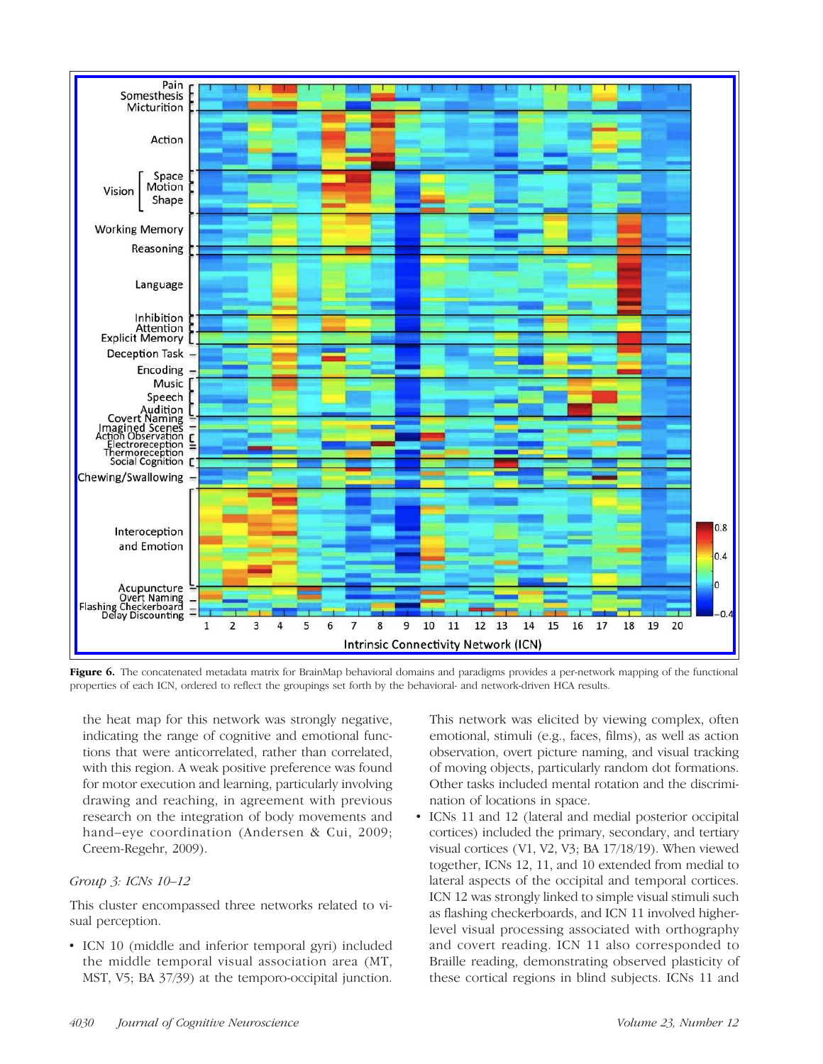**Figure 6.** The concatenated metadata matrix for BrainMap behavioral domains and paradigms provides a per-network mapping of the functional properties of each ICN, ordered to reflect the groupings set forth by the behavioral- and network-driven HCA results.

the heat map for this network was strongly negative, indicating the range of cognitive and emotional functions that were anticorrelated, rather than correlated, with this region. A weak positive preference was found for motor execution and learning, particularly involving drawing and reaching, in agreement with previous research on the integration of body movements and hand–eye coordination (Andersen & Cui, 2009; Creem-Regehr, 2009).

*Group 3: ICNs 10–12*

This cluster encompassed three networks related to visual perception.

- ICN 10 (middle and inferior temporal gyri) included the middle temporal visual association area (MT, MST, V5; BA 37/39) at the temporo-occipital junction. This network was elicited by viewing complex, often emotional, stimuli (e.g., faces, films), as well as action observation, overt picture naming, and visual tracking of moving objects, particularly random dot formations. Other tasks included mental rotation and the discrimination of locations in space.
- ICNs 11 and 12 (lateral and medial posterior occipital cortices) included the primary, secondary, and tertiary visual cortices (V1, V2, V3; BA 17/18/19). When viewed together, ICNs 12, 11, and 10 extended from medial to lateral aspects of the occipital and temporal cortices. ICN 12 was strongly linked to simple visual stimuli such as flashing checkerboards, and ICN 11 involved higher-level visual processing associated with orthography and covert reading. ICN 11 also corresponded to Braille reading, demonstrating observed plasticity of these cortical regions in blind subjects. ICNs 11 and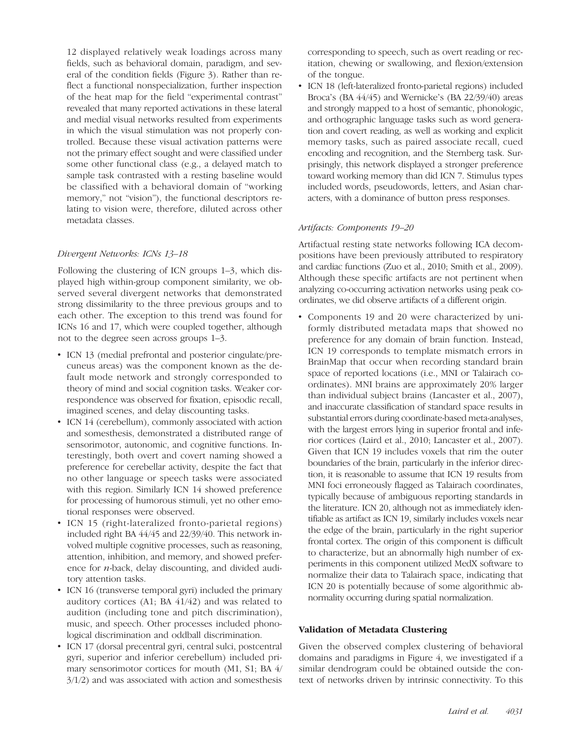12 displayed relatively weak loadings across many fields, such as behavioral domain, paradigm, and several of the condition fields (Figure 3). Rather than reflect a functional nonspecialization, further inspection of the heat map for the field "experimental contrast" revealed that many reported activations in these lateral and medial visual networks resulted from experiments in which the visual stimulation was not properly controlled. Because these visual activation patterns were not the primary effect sought and were classified under some other functional class (e.g., a delayed match to sample task contrasted with a resting baseline would be classified with a behavioral domain of "working memory," not "vision"), the functional descriptors relating to vision were, therefore, diluted across other metadata classes.

### *Divergent Networks: ICNs 13–18*

Following the clustering of ICN groups 1–3, which displayed high within-group component similarity, we observed several divergent networks that demonstrated strong dissimilarity to the three previous groups and to each other. The exception to this trend was found for ICNs 16 and 17, which were coupled together, although not to the degree seen across groups 1–3.

- ICN 13 (medial prefrontal and posterior cingulate/precuneus areas) was the component known as the default mode network and strongly corresponded to theory of mind and social cognition tasks. Weaker correspondence was observed for fixation, episodic recall, imagined scenes, and delay discounting tasks.
- ICN 14 (cerebellum), commonly associated with action and somesthesis, demonstrated a distributed range of sensorimotor, autonomic, and cognitive functions. Interestingly, both overt and covert naming showed a preference for cerebellar activity, despite the fact that no other language or speech tasks were associated with this region. Similarly ICN 14 showed preference for processing of humorous stimuli, yet no other emotional responses were observed.
- ICN 15 (right-lateralized fronto-parietal regions) included right BA 44/45 and 22/39/40. This network involved multiple cognitive processes, such as reasoning, attention, inhibition, and memory, and showed preference for *n*-back, delay discounting, and divided auditory attention tasks.
- ICN 16 (transverse temporal gyri) included the primary auditory cortices (A1; BA 41/42) and was related to audition (including tone and pitch discrimination), music, and speech. Other processes included phonological discrimination and oddball discrimination.
- ICN 17 (dorsal precentral gyri, central sulci, postcentral gyri, superior and inferior cerebellum) included primary sensorimotor cortices for mouth (M1, S1; BA 4/3/1/2) and was associated with action and somesthesis corresponding to speech, such as overt reading or recitation, chewing or swallowing, and flexion/extension of the tongue.
- ICN 18 (left-lateralized fronto-parietal regions) included Broca's (BA 44/45) and Wernicke's (BA 22/39/40) areas and strongly mapped to a host of semantic, phonologic, and orthographic language tasks such as word generation and covert reading, as well as working and explicit memory tasks, such as paired associate recall, cued encoding and recognition, and the Sternberg task. Surprisingly, this network displayed a stronger preference toward working memory than did ICN 7. Stimulus types included words, pseudowords, letters, and Asian characters, with a dominance of button press responses.

### *Artifacts: Components 19–20*

Artifactual resting state networks following ICA decompositions have been previously attributed to respiratory and cardiac functions (Zuo et al., 2010; Smith et al., 2009). Although these specific artifacts are not pertinent when analyzing co-occurring activation networks using peak coordinates, we did observe artifacts of a different origin.

- Components 19 and 20 were characterized by uniformly distributed metadata maps that showed no preference for any domain of brain function. Instead, ICN 19 corresponds to template mismatch errors in BrainMap that occur when recording standard brain space of reported locations (i.e., MNI or Talairach coordinates). MNI brains are approximately 20% larger than individual subject brains (Lancaster et al., 2007), and inaccurate classification of standard space results in substantial errors during coordinate-based meta-analyses, with the largest errors lying in superior frontal and inferior cortices (Laird et al., 2010; Lancaster et al., 2007). Given that ICN 19 includes voxels that rim the outer boundaries of the brain, particularly in the inferior direction, it is reasonable to assume that ICN 19 results from MNI foci erroneously flagged as Talairach coordinates, typically because of ambiguous reporting standards in the literature. ICN 20, although not as immediately identifiable as artifact as ICN 19, similarly includes voxels near the edge of the brain, particularly in the right superior frontal cortex. The origin of this component is difficult to characterize, but an abnormally high number of experiments in this component utilized MedX software to normalize their data to Talairach space, indicating that ICN 20 is potentially because of some algorithmic abnormality occurring during spatial normalization.

## Validation of Metadata Clustering

Given the observed complex clustering of behavioral domains and paradigms in Figure 4, we investigated if a similar dendrogram could be obtained outside the context of networks driven by intrinsic connectivity. To this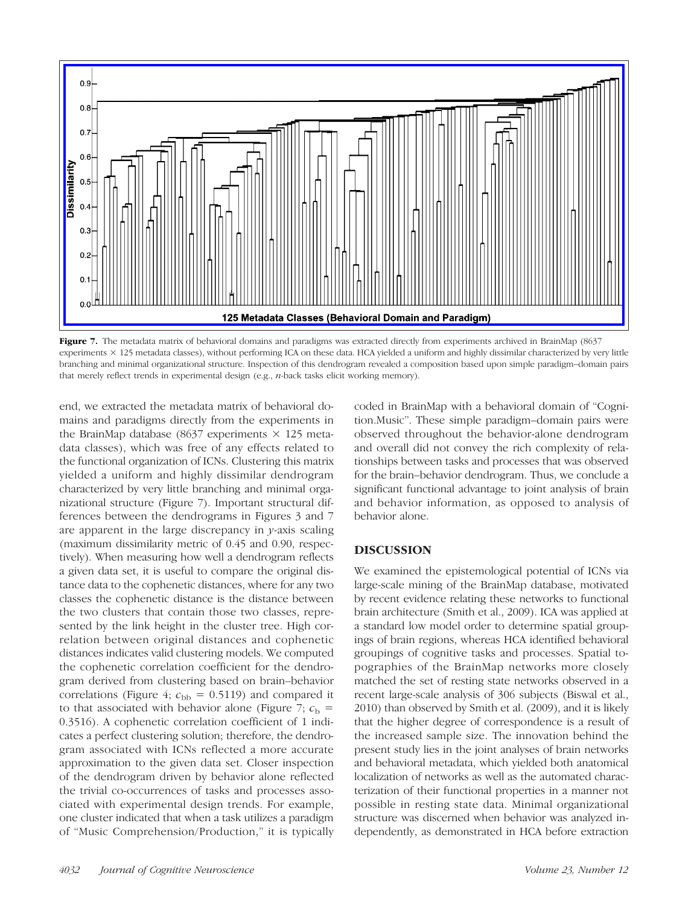**Figure 7.** The metadata matrix of behavioral domains and paradigms was extracted directly from experiments archived in BrainMap (8637 experiments × 125 metadata classes), without performing ICA on these data. HCA yielded a uniform and highly dissimilar characterized by very little branching and minimal organizational structure. Inspection of this dendrogram revealed a composition based upon simple paradigm–domain pairs that merely reflect trends in experimental design (e.g., *n*-back tasks elicit working memory).

end, we extracted the metadata matrix of behavioral domains and paradigms directly from the experiments in the BrainMap database (8637 experiments × 125 metadata classes), which was free of any effects related to the functional organization of ICNs. Clustering this matrix yielded a uniform and highly dissimilar dendrogram characterized by very little branching and minimal organizational structure (Figure 7). Important structural differences between the dendrograms in Figures 3 and 7 are apparent in the large discrepancy in *y*-axis scaling (maximum dissimilarity metric of 0.45 and 0.90, respectively). When measuring how well a dendrogram reflects a given data set, it is useful to compare the original distance data to the cophenetic distances, where for any two classes the cophenetic distance is the distance between the two clusters that contain those two classes, represented by the link height in the cluster tree. High correlation between original distances and cophenetic distances indicates valid clustering models. We computed the cophenetic correlation coefficient for the dendrogram derived from clustering based on brain–behavior correlations (Figure 4; $c_{bb} = 0.5119$) and compared it to that associated with behavior alone (Figure 7; $c_b = 0.3516$). A cophenetic correlation coefficient of 1 indicates a perfect clustering solution; therefore, the dendrogram associated with ICNs reflected a more accurate approximation to the given data set. Closer inspection of the dendrogram driven by behavior alone reflected the trivial co-occurrences of tasks and processes associated with experimental design trends. For example, one cluster indicated that when a task utilizes a paradigm of "Music Comprehension/Production," it is typically coded in BrainMap with a behavioral domain of "Cognition.Music". These simple paradigm–domain pairs were observed throughout the behavior-alone dendrogram and overall did not convey the rich complexity of relationships between tasks and processes that was observed for the brain–behavior dendrogram. Thus, we conclude a significant functional advantage to joint analysis of brain and behavior information, as opposed to analysis of behavior alone.

## DISCUSSION

We examined the epistemological potential of ICNs via large-scale mining of the BrainMap database, motivated by recent evidence relating these networks to functional brain architecture (Smith et al., 2009). ICA was applied at a standard low model order to determine spatial groupings of brain regions, whereas HCA identified behavioral groupings of cognitive tasks and processes. Spatial topographies of the BrainMap networks more closely matched the set of resting state networks observed in a recent large-scale analysis of 306 subjects (Biswal et al., 2010) than observed by Smith et al. (2009), and it is likely that the higher degree of correspondence is a result of the increased sample size. The innovation behind the present study lies in the joint analyses of brain networks and behavioral metadata, which yielded both anatomical localization of networks as well as the automated characterization of their functional properties in a manner not possible in resting state data. Minimal organizational structure was discerned when behavior was analyzed independently, as demonstrated in HCA before extraction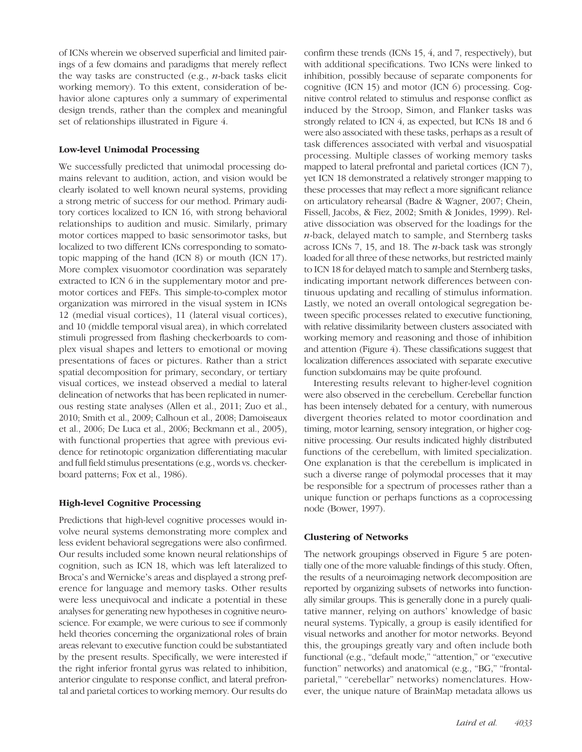of ICNs wherein we observed superficial and limited pairings of a few domains and paradigms that merely reflect the way tasks are constructed (e.g., *n*-back tasks elicit working memory). To this extent, consideration of behavior alone captures only a summary of experimental design trends, rather than the complex and meaningful set of relationships illustrated in Figure 4.

### Low-level Unimodal Processing

We successfully predicted that unimodal processing domains relevant to audition, action, and vision would be clearly isolated to well known neural systems, providing a strong metric of success for our method. Primary auditory cortices localized to ICN 16, with strong behavioral relationships to audition and music. Similarly, primary motor cortices mapped to basic sensorimotor tasks, but localized to two different ICNs corresponding to somatotopic mapping of the hand (ICN 8) or mouth (ICN 17). More complex visuomotor coordination was separately extracted to ICN 6 in the supplementary motor and premotor cortices and FEFs. This simple-to-complex motor organization was mirrored in the visual system in ICNs 12 (medial visual cortices), 11 (lateral visual cortices), and 10 (middle temporal visual area), in which correlated stimuli progressed from flashing checkerboards to complex visual shapes and letters to emotional or moving presentations of faces or pictures. Rather than a strict spatial decomposition for primary, secondary, or tertiary visual cortices, we instead observed a medial to lateral delineation of networks that has been replicated in numerous resting state analyses (Allen et al., 2011; Zuo et al., 2010; Smith et al., 2009; Calhoun et al., 2008; Damoiseaux et al., 2006; De Luca et al., 2006; Beckmann et al., 2005), with functional properties that agree with previous evidence for retinotopic organization differentiating macular and full field stimulus presentations (e.g., words vs. checkerboard patterns; Fox et al., 1986).

### High-level Cognitive Processing

Predictions that high-level cognitive processes would involve neural systems demonstrating more complex and less evident behavioral segregations were also confirmed. Our results included some known neural relationships of cognition, such as ICN 18, which was left lateralized to Broca's and Wernicke's areas and displayed a strong preference for language and memory tasks. Other results were less unequivocal and indicate a potential in these analyses for generating new hypotheses in cognitive neuroscience. For example, we were curious to see if commonly held theories concerning the organizational roles of brain areas relevant to executive function could be substantiated by the present results. Specifically, we were interested if the right inferior frontal gyrus was related to inhibition, anterior cingulate to response conflict, and lateral prefrontal and parietal cortices to working memory. Our results do confirm these trends (ICNs 15, 4, and 7, respectively), but with additional specifications. Two ICNs were linked to inhibition, possibly because of separate components for cognitive (ICN 15) and motor (ICN 6) processing. Cognitive control related to stimulus and response conflict as induced by the Stroop, Simon, and Flanker tasks was strongly related to ICN 4, as expected, but ICNs 18 and 6 were also associated with these tasks, perhaps as a result of task differences associated with verbal and visuospatial processing. Multiple classes of working memory tasks mapped to lateral prefrontal and parietal cortices (ICN 7), yet ICN 18 demonstrated a relatively stronger mapping to these processes that may reflect a more significant reliance on articulatory rehearsal (Badre & Wagner, 2007; Chein, Fissell, Jacobs, & Fiez, 2002; Smith & Jonides, 1999). Relative dissociation was observed for the loadings for the *n*-back, delayed match to sample, and Sternberg tasks across ICNs 7, 15, and 18. The *n*-back task was strongly loaded for all three of these networks, but restricted mainly to ICN 18 for delayed match to sample and Sternberg tasks, indicating important network differences between continuous updating and recalling of stimulus information. Lastly, we noted an overall ontological segregation between specific processes related to executive functioning, with relative dissimilarity between clusters associated with working memory and reasoning and those of inhibition and attention (Figure 4). These classifications suggest that localization differences associated with separate executive function subdomains may be quite profound.

Interesting results relevant to higher-level cognition were also observed in the cerebellum. Cerebellar function has been intensely debated for a century, with numerous divergent theories related to motor coordination and timing, motor learning, sensory integration, or higher cognitive processing. Our results indicated highly distributed functions of the cerebellum, with limited specialization. One explanation is that the cerebellum is implicated in such a diverse range of polymodal processes that it may be responsible for a spectrum of processes rather than a unique function or perhaps functions as a coprocessing node (Bower, 1997).

### Clustering of Networks

The network groupings observed in Figure 5 are potentially one of the more valuable findings of this study. Often, the results of a neuroimaging network decomposition are reported by organizing subsets of networks into functionally similar groups. This is generally done in a purely qualitative manner, relying on authors' knowledge of basic neural systems. Typically, a group is easily identified for visual networks and another for motor networks. Beyond this, the groupings greatly vary and often include both functional (e.g., "default mode," "attention," or "executive function" networks) and anatomical (e.g., "BG," "frontal-parietal," "cerebellar" networks) nomenclatures. However, the unique nature of BrainMap metadata allows us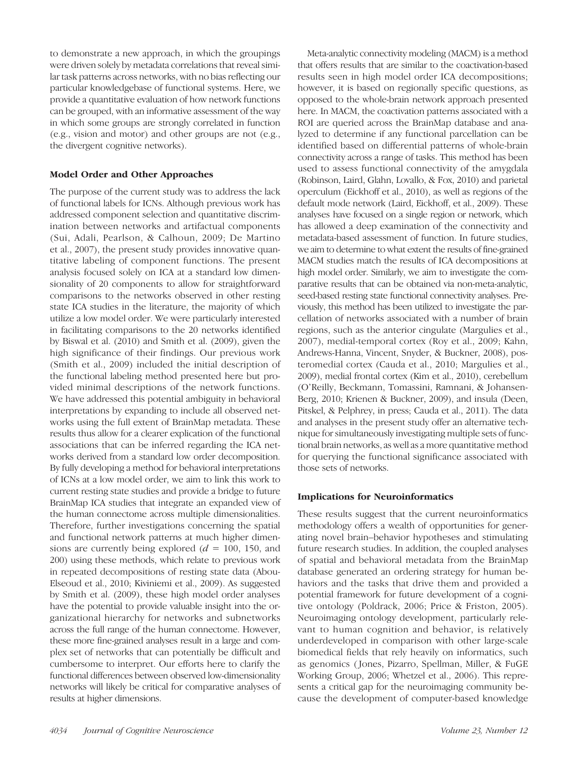to demonstrate a new approach, in which the groupings were driven solely by metadata correlations that reveal similar task patterns across networks, with no bias reflecting our particular knowledgebase of functional systems. Here, we provide a quantitative evaluation of how network functions can be grouped, with an informative assessment of the way in which some groups are strongly correlated in function (e.g., vision and motor) and other groups are not (e.g., the divergent cognitive networks).

### Model Order and Other Approaches

The purpose of the current study was to address the lack of functional labels for ICNs. Although previous work has addressed component selection and quantitative discrimination between networks and artifactual components (Sui, Adali, Pearlson, & Calhoun, 2009; De Martino et al., 2007), the present study provides innovative quantitative labeling of component functions. The present analysis focused solely on ICA at a standard low dimensionality of 20 components to allow for straightforward comparisons to the networks observed in other resting state ICA studies in the literature, the majority of which utilize a low model order. We were particularly interested in facilitating comparisons to the 20 networks identified by Biswal et al. (2010) and Smith et al. (2009), given the high significance of their findings. Our previous work (Smith et al., 2009) included the initial description of the functional labeling method presented here but provided minimal descriptions of the network functions. We have addressed this potential ambiguity in behavioral interpretations by expanding to include all observed networks using the full extent of BrainMap metadata. These results thus allow for a clearer explication of the functional associations that can be inferred regarding the ICA networks derived from a standard low order decomposition. By fully developing a method for behavioral interpretations of ICNs at a low model order, we aim to link this work to current resting state studies and provide a bridge to future BrainMap ICA studies that integrate an expanded view of the human connectome across multiple dimensionalities. Therefore, further investigations concerning the spatial and functional network patterns at much higher dimensions are currently being explored ($d$ = 100, 150, and 200) using these methods, which relate to previous work in repeated decompositions of resting state data (Abou-Elseoud et al., 2010; Kiviniemi et al., 2009). As suggested by Smith et al. (2009), these high model order analyses have the potential to provide valuable insight into the organizational hierarchy for networks and subnetworks across the full range of the human connectome. However, these more fine-grained analyses result in a large and complex set of networks that can potentially be difficult and cumbersome to interpret. Our efforts here to clarify the functional differences between observed low-dimensionality networks will likely be critical for comparative analyses of results at higher dimensions.

Meta-analytic connectivity modeling (MACM) is a method that offers results that are similar to the coactivation-based results seen in high model order ICA decompositions; however, it is based on regionally specific questions, as opposed to the whole-brain network approach presented here. In MACM, the coactivation patterns associated with a ROI are queried across the BrainMap database and analyzed to determine if any functional parcellation can be identified based on differential patterns of whole-brain connectivity across a range of tasks. This method has been used to assess functional connectivity of the amygdala (Robinson, Laird, Glahn, Lovallo, & Fox, 2010) and parietal operculum (Eickhoff et al., 2010), as well as regions of the default mode network (Laird, Eickhoff, et al., 2009). These analyses have focused on a single region or network, which has allowed a deep examination of the connectivity and metadata-based assessment of function. In future studies, we aim to determine to what extent the results of fine-grained MACM studies match the results of ICA decompositions at high model order. Similarly, we aim to investigate the comparative results that can be obtained via non-meta-analytic, seed-based resting state functional connectivity analyses. Previously, this method has been utilized to investigate the parcellation of networks associated with a number of brain regions, such as the anterior cingulate (Margulies et al., 2007), medial-temporal cortex (Roy et al., 2009; Kahn, Andrews-Hanna, Vincent, Snyder, & Buckner, 2008), posteromedial cortex (Cauda et al., 2010; Margulies et al., 2009), medial frontal cortex (Kim et al., 2010), cerebellum (O'Reilly, Beckmann, Tomassini, Ramnani, & Johansen-Berg, 2010; Krienen & Buckner, 2009), and insula (Deen, Pitskel, & Pelphrey, in press; Cauda et al., 2011). The data and analyses in the present study offer an alternative technique for simultaneously investigating multiple sets of functional brain networks, as well as a more quantitative method for querying the functional significance associated with those sets of networks.

### Implications for Neuroinformatics

These results suggest that the current neuroinformatics methodology offers a wealth of opportunities for generating novel brain–behavior hypotheses and stimulating future research studies. In addition, the coupled analyses of spatial and behavioral metadata from the BrainMap database generated an ordering strategy for human behaviors and the tasks that drive them and provided a potential framework for future development of a cognitive ontology (Poldrack, 2006; Price & Friston, 2005). Neuroimaging ontology development, particularly relevant to human cognition and behavior, is relatively underdeveloped in comparison with other large-scale biomedical fields that rely heavily on informatics, such as genomics (Jones, Pizarro, Spellman, Miller, & FuGE Working Group, 2006; Whetzel et al., 2006). This represents a critical gap for the neuroimaging community because the development of computer-based knowledge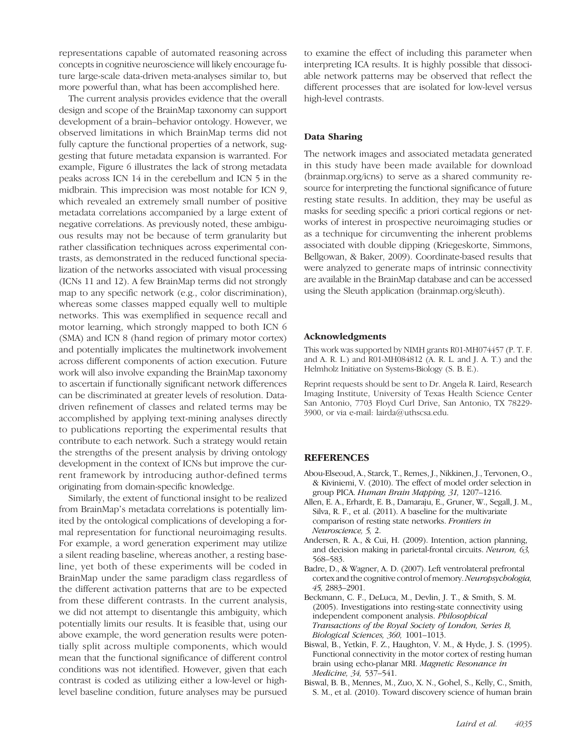representations capable of automated reasoning across concepts in cognitive neuroscience will likely encourage future large-scale data-driven meta-analyses similar to, but more powerful than, what has been accomplished here.

The current analysis provides evidence that the overall design and scope of the BrainMap taxonomy can support development of a brain–behavior ontology. However, we observed limitations in which BrainMap terms did not fully capture the functional properties of a network, suggesting that future metadata expansion is warranted. For example, Figure 6 illustrates the lack of strong metadata peaks across ICN 14 in the cerebellum and ICN 5 in the midbrain. This imprecision was most notable for ICN 9, which revealed an extremely small number of positive metadata correlations accompanied by a large extent of negative correlations. As previously noted, these ambiguous results may not be because of term granularity but rather classification techniques across experimental contrasts, as demonstrated in the reduced functional specialization of the networks associated with visual processing (ICNs 11 and 12). A few BrainMap terms did not strongly map to any specific network (e.g., color discrimination), whereas some classes mapped equally well to multiple networks. This was exemplified in sequence recall and motor learning, which strongly mapped to both ICN 6 (SMA) and ICN 8 (hand region of primary motor cortex) and potentially implicates the multinetwork involvement across different components of action execution. Future work will also involve expanding the BrainMap taxonomy to ascertain if functionally significant network differences can be discriminated at greater levels of resolution. Data-driven refinement of classes and related terms may be accomplished by applying text-mining analyses directly to publications reporting the experimental results that contribute to each network. Such a strategy would retain the strengths of the present analysis by driving ontology development in the context of ICNs but improve the current framework by introducing author-defined terms originating from domain-specific knowledge.

Similarly, the extent of functional insight to be realized from BrainMap's metadata correlations is potentially limited by the ontological complications of developing a formal representation for functional neuroimaging results. For example, a word generation experiment may utilize a silent reading baseline, whereas another, a resting baseline, yet both of these experiments will be coded in BrainMap under the same paradigm class regardless of the different activation patterns that are to be expected from these different contrasts. In the current analysis, we did not attempt to disentangle this ambiguity, which potentially limits our results. It is feasible that, using our above example, the word generation results were potentially split across multiple components, which would mean that the functional significance of different control conditions was not identified. However, given that each contrast is coded as utilizing either a low-level or high-level baseline condition, future analyses may be pursued to examine the effect of including this parameter when interpreting ICA results. It is highly possible that dissociable network patterns may be observed that reflect the different processes that are isolated for low-level versus high-level contrasts.

### Data Sharing

The network images and associated metadata generated in this study have been made available for download (brainmap.org/icns) to serve as a shared community resource for interpreting the functional significance of future resting state results. In addition, they may be useful as masks for seeding specific a priori cortical regions or networks of interest in prospective neuroimaging studies or as a technique for circumventing the inherent problems associated with double dipping (Kriegeskorte, Simmons, Bellgowan, & Baker, 2009). Coordinate-based results that were analyzed to generate maps of intrinsic connectivity are available in the BrainMap database and can be accessed using the Sleuth application (brainmap.org/sleuth).

### Acknowledgments

This work was supported by NIMH grants R01-MH074457 (P. T. F. and A. R. L.) and R01-MH084812 (A. R. L. and J. A. T.) and the Helmholz Initiative on Systems-Biology (S. B. E.).

Reprint requests should be sent to Dr. Angela R. Laird, Research Imaging Institute, University of Texas Health Science Center San Antonio, 7703 Floyd Curl Drive, San Antonio, TX 78229-3900, or via e-mail: lairda@uthscsa.edu.

## REFERENCES

Abou-Elseoud, A., Starck, T., Remes, J., Nikkinen, J., Tervonen, O., & Kiviniemi, V. (2010). The effect of model order selection in group PICA. *Human Brain Mapping, 31,* 1207–1216.

Allen, E. A., Erhardt, E. B., Damaraju, E., Gruner, W., Segall, J. M., Silva, R. F., et al. (2011). A baseline for the multivariate comparison of resting state networks. *Frontiers in Neuroscience, 5,* 2.

Andersen, R. A., & Cui, H. (2009). Intention, action planning, and decision making in parietal-frontal circuits. *Neuron, 63,* 568–583.

Badre, D., & Wagner, A. D. (2007). Left ventrolateral prefrontal cortex and the cognitive control of memory. *Neuropsychologia, 45,* 2883–2901.

Beckmann, C. F., DeLuca, M., Devlin, J. T., & Smith, S. M. (2005). Investigations into resting-state connectivity using independent component analysis. *Philosophical Transactions of the Royal Society of London, Series B, Biological Sciences, 360,* 1001–1013.

Biswal, B., Yetkin, F. Z., Haughton, V. M., & Hyde, J. S. (1995). Functional connectivity in the motor cortex of resting human brain using echo-planar MRI. *Magnetic Resonance in Medicine, 34,* 537–541.

Biswal, B. B., Mennes, M., Zuo, X. N., Gohel, S., Kelly, C., Smith, S. M., et al. (2010). Toward discovery science of human brain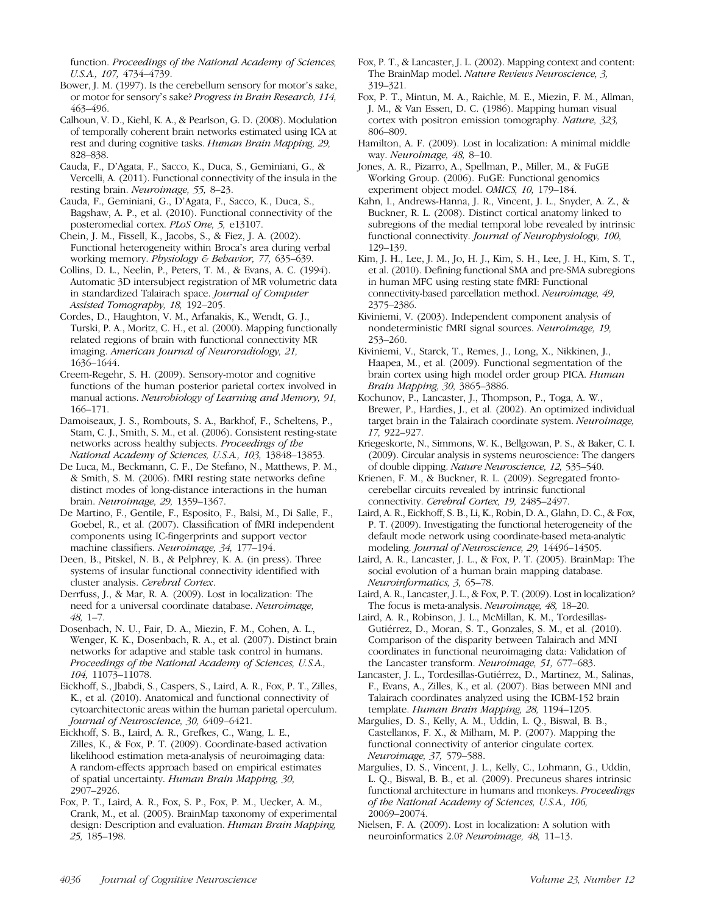function. *Proceedings of the National Academy of Sciences, U.S.A., 107,* 4734–4739.

Bower, J. M. (1997). Is the cerebellum sensory for motor's sake, or motor for sensory's sake? *Progress in Brain Research, 114,* 463–496.

Calhoun, V. D., Kiehl, K. A., & Pearlson, G. D. (2008). Modulation of temporally coherent brain networks estimated using ICA at rest and during cognitive tasks. *Human Brain Mapping, 29,* 828–838.

Cauda, F., D'Agata, F., Sacco, K., Duca, S., Geminiani, G., & Vercelli, A. (2011). Functional connectivity of the insula in the resting brain. *Neuroimage, 55,* 8–23.

Cauda, F., Geminiani, G., D'Agata, F., Sacco, K., Duca, S., Bagshaw, A. P., et al. (2010). Functional connectivity of the posteromedial cortex. *PLoS One, 5,* e13107.

Chein, J. M., Fissell, K., Jacobs, S., & Fiez, J. A. (2002). Functional heterogeneity within Broca's area during verbal working memory. *Physiology & Behavior, 77,* 635–639.

Collins, D. L., Neelin, P., Peters, T. M., & Evans, A. C. (1994). Automatic 3D intersubject registration of MR volumetric data in standardized Talairach space. *Journal of Computer Assisted Tomography, 18,* 192–205.

Cordes, D., Haughton, V. M., Arfanakis, K., Wendt, G. J., Turski, P. A., Moritz, C. H., et al. (2000). Mapping functionally related regions of brain with functional connectivity MR imaging. *American Journal of Neuroradiology, 21,* 1636–1644.

Creem-Regehr, S. H. (2009). Sensory-motor and cognitive functions of the human posterior parietal cortex involved in manual actions. *Neurobiology of Learning and Memory, 91,* 166–171.

Damoiseaux, J. S., Rombouts, S. A., Barkhof, F., Scheltens, P., Stam, C. J., Smith, S. M., et al. (2006). Consistent resting-state networks across healthy subjects. *Proceedings of the National Academy of Sciences, U.S.A., 103,* 13848–13853.

De Luca, M., Beckmann, C. F., De Stefano, N., Matthews, P. M., & Smith, S. M. (2006). fMRI resting state networks define distinct modes of long-distance interactions in the human brain. *Neuroimage, 29,* 1359–1367.

De Martino, F., Gentile, F., Esposito, F., Balsi, M., Di Salle, F., Goebel, R., et al. (2007). Classification of fMRI independent components using IC-fingerprints and support vector machine classifiers. *Neuroimage, 34,* 177–194.

Deen, B., Pitskel, N. B., & Pelphrey, K. A. (in press). Three systems of insular functional connectivity identified with cluster analysis. *Cerebral Cortex.*

Derrfuss, J., & Mar, R. A. (2009). Lost in localization: The need for a universal coordinate database. *Neuroimage, 48,* 1–7.

Dosenbach, N. U., Fair, D. A., Miezin, F. M., Cohen, A. L., Wenger, K. K., Dosenbach, R. A., et al. (2007). Distinct brain networks for adaptive and stable task control in humans. *Proceedings of the National Academy of Sciences, U.S.A., 104,* 11073–11078.

Eickhoff, S., Jbabdi, S., Caspers, S., Laird, A. R., Fox, P. T., Zilles, K., et al. (2010). Anatomical and functional connectivity of cytoarchitectonic areas within the human parietal operculum. *Journal of Neuroscience, 30,* 6409–6421.

Eickhoff, S. B., Laird, A. R., Grefkes, C., Wang, L. E., Zilles, K., & Fox, P. T. (2009). Coordinate-based activation likelihood estimation meta-analysis of neuroimaging data: A random-effects approach based on empirical estimates of spatial uncertainty. *Human Brain Mapping, 30,* 2907–2926.

Fox, P. T., Laird, A. R., Fox, S. P., Fox, P. M., Uecker, A. M., Crank, M., et al. (2005). BrainMap taxonomy of experimental design: Description and evaluation. *Human Brain Mapping, 25,* 185–198.

Fox, P. T., & Lancaster, J. L. (2002). Mapping context and content: The BrainMap model. *Nature Reviews Neuroscience, 3,* 319–321.

Fox, P. T., Mintun, M. A., Raichle, M. E., Miezin, F. M., Allman, J. M., & Van Essen, D. C. (1986). Mapping human visual cortex with positron emission tomography. *Nature, 323,* 806–809.

Hamilton, A. F. (2009). Lost in localization: A minimal middle way. *Neuroimage, 48,* 8–10.

Jones, A. R., Pizarro, A., Spellman, P., Miller, M., & FuGE Working Group. (2006). FuGE: Functional genomics experiment object model. *OMICS, 10,* 179–184.

Kahn, I., Andrews-Hanna, J. R., Vincent, J. L., Snyder, A. Z., & Buckner, R. L. (2008). Distinct cortical anatomy linked to subregions of the medial temporal lobe revealed by intrinsic functional connectivity. *Journal of Neurophysiology, 100,* 129–139.

Kim, J. H., Lee, J. M., Jo, H. J., Kim, S. H., Lee, J. H., Kim, S. T., et al. (2010). Defining functional SMA and pre-SMA subregions in human MFC using resting state fMRI: Functional connectivity-based parcellation method. *Neuroimage, 49,* 2375–2386.

Kiviniemi, V. (2003). Independent component analysis of nondeterministic fMRI signal sources. *Neuroimage, 19,* 253–260.

Kiviniemi, V., Starck, T., Remes, J., Long, X., Nikkinen, J., Haapea, M., et al. (2009). Functional segmentation of the brain cortex using high model order group PICA. *Human Brain Mapping, 30,* 3865–3886.

Kochunov, P., Lancaster, J., Thompson, P., Toga, A. W., Brewer, P., Hardies, J., et al. (2002). An optimized individual target brain in the Talairach coordinate system. *Neuroimage, 17,* 922–927.

Kriegeskorte, N., Simmons, W. K., Bellgowan, P. S., & Baker, C. I. (2009). Circular analysis in systems neuroscience: The dangers of double dipping. *Nature Neuroscience, 12,* 535–540.

Krienen, F. M., & Buckner, R. L. (2009). Segregated fronto-cerebellar circuits revealed by intrinsic functional connectivity. *Cerebral Cortex, 19,* 2485–2497.

Laird, A. R., Eickhoff, S. B., Li, K., Robin, D. A., Glahn, D. C., & Fox, P. T. (2009). Investigating the functional heterogeneity of the default mode network using coordinate-based meta-analytic modeling. *Journal of Neuroscience, 29,* 14496–14505.

Laird, A. R., Lancaster, J. L., & Fox, P. T. (2005). BrainMap: The social evolution of a human brain mapping database. *Neuroinformatics, 3,* 65–78.

Laird, A. R., Lancaster, J. L., & Fox, P. T. (2009). Lost in localization? The focus is meta-analysis. *Neuroimage, 48,* 18–20.

Laird, A. R., Robinson, J. L., McMillan, K. M., Tordesillas-Gutiérrez, D., Moran, S. T., Gonzales, S. M., et al. (2010). Comparison of the disparity between Talairach and MNI coordinates in functional neuroimaging data: Validation of the Lancaster transform. *Neuroimage, 51,* 677–683.

Lancaster, J. L., Tordesillas-Gutiérrez, D., Martinez, M., Salinas, F., Evans, A., Zilles, K., et al. (2007). Bias between MNI and Talairach coordinates analyzed using the ICBM-152 brain template. *Human Brain Mapping, 28,* 1194–1205.

Margulies, D. S., Kelly, A. M., Uddin, L. Q., Biswal, B. B., Castellanos, F. X., & Milham, M. P. (2007). Mapping the functional connectivity of anterior cingulate cortex. *Neuroimage, 37,* 579–588.

Margulies, D. S., Vincent, J. L., Kelly, C., Lohmann, G., Uddin, L. Q., Biswal, B. B., et al. (2009). Precuneus shares intrinsic functional architecture in humans and monkeys. *Proceedings of the National Academy of Sciences, U.S.A., 106,* 20069–20074.

Nielsen, F. A. (2009). Lost in localization: A solution with neuroinformatics 2.0? *Neuroimage, 48,* 11–13.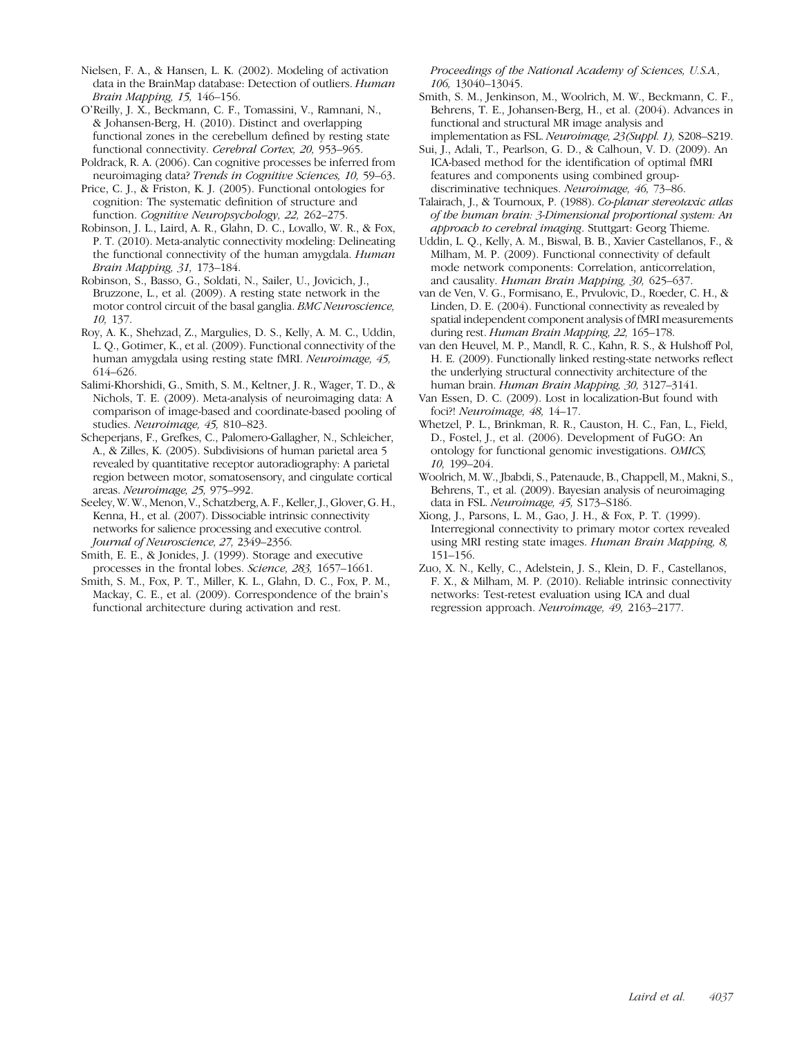Nielsen, F. A., & Hansen, L. K. (2002). Modeling of activation data in the BrainMap database: Detection of outliers. *Human Brain Mapping, 15,* 146–156.

O'Reilly, J. X., Beckmann, C. F., Tomassini, V., Ramnani, N., & Johansen-Berg, H. (2010). Distinct and overlapping functional zones in the cerebellum defined by resting state functional connectivity. *Cerebral Cortex, 20,* 953–965.

Poldrack, R. A. (2006). Can cognitive processes be inferred from neuroimaging data? *Trends in Cognitive Sciences, 10,* 59–63.

Price, C. J., & Friston, K. J. (2005). Functional ontologies for cognition: The systematic definition of structure and function. *Cognitive Neuropsychology, 22,* 262–275.

Robinson, J. L., Laird, A. R., Glahn, D. C., Lovallo, W. R., & Fox, P. T. (2010). Meta-analytic connectivity modeling: Delineating the functional connectivity of the human amygdala. *Human Brain Mapping, 31,* 173–184.

Robinson, S., Basso, G., Soldati, N., Sailer, U., Jovicich, J., Bruzzone, L., et al. (2009). A resting state network in the motor control circuit of the basal ganglia. *BMC Neuroscience, 10,* 137.

Roy, A. K., Shehzad, Z., Margulies, D. S., Kelly, A. M. C., Uddin, L. Q., Gotimer, K., et al. (2009). Functional connectivity of the human amygdala using resting state fMRI. *Neuroimage, 45,* 614–626.

Salimi-Khorshidi, G., Smith, S. M., Keltner, J. R., Wager, T. D., & Nichols, T. E. (2009). Meta-analysis of neuroimaging data: A comparison of image-based and coordinate-based pooling of studies. *Neuroimage, 45,* 810–823.

Scheperjans, F., Grefkes, C., Palomero-Gallagher, N., Schleicher, A., & Zilles, K. (2005). Subdivisions of human parietal area 5 revealed by quantitative receptor autoradiography: A parietal region between motor, somatosensory, and cingulate cortical areas. *Neuroimage, 25,* 975–992.

Seeley, W. W., Menon, V., Schatzberg, A. F., Keller, J., Glover, G. H., Kenna, H., et al. (2007). Dissociable intrinsic connectivity networks for salience processing and executive control. *Journal of Neuroscience, 27,* 2349–2356.

Smith, E. E., & Jonides, J. (1999). Storage and executive processes in the frontal lobes. *Science, 283,* 1657–1661.

Smith, S. M., Fox, P. T., Miller, K. L., Glahn, D. C., Fox, P. M., Mackay, C. E., et al. (2009). Correspondence of the brain's functional architecture during activation and rest. *Proceedings of the National Academy of Sciences, U.S.A., 106,* 13040–13045.

Smith, S. M., Jenkinson, M., Woolrich, M. W., Beckmann, C. F., Behrens, T. E., Johansen-Berg, H., et al. (2004). Advances in functional and structural MR image analysis and implementation as FSL. *Neuroimage, 23(Suppl. 1),* S208–S219.

Sui, J., Adali, T., Pearlson, G. D., & Calhoun, V. D. (2009). An ICA-based method for the identification of optimal fMRI features and components using combined group-discriminative techniques. *Neuroimage, 46,* 73–86.

Talairach, J., & Tournoux, P. (1988). *Co-planar stereotaxic atlas of the human brain: 3-Dimensional proportional system: An approach to cerebral imaging*. Stuttgart: Georg Thieme.

Uddin, L. Q., Kelly, A. M., Biswal, B. B., Xavier Castellanos, F., & Milham, M. P. (2009). Functional connectivity of default mode network components: Correlation, anticorrelation, and causality. *Human Brain Mapping, 30,* 625–637.

van de Ven, V. G., Formisano, E., Prvulovic, D., Roeder, C. H., & Linden, D. E. (2004). Functional connectivity as revealed by spatial independent component analysis of fMRI measurements during rest. *Human Brain Mapping, 22,* 165–178.

van den Heuvel, M. P., Mandl, R. C., Kahn, R. S., & Hulshoff Pol, H. E. (2009). Functionally linked resting-state networks reflect the underlying structural connectivity architecture of the human brain. *Human Brain Mapping, 30,* 3127–3141.

Van Essen, D. C. (2009). Lost in localization-But found with foci?! *Neuroimage, 48,* 14–17.

Whetzel, P. L., Brinkman, R. R., Causton, H. C., Fan, L., Field, D., Fostel, J., et al. (2006). Development of FuGO: An ontology for functional genomic investigations. *OMICS, 10,* 199–204.

Woolrich, M. W., Jbabdi, S., Patenaude, B., Chappell, M., Makni, S., Behrens, T., et al. (2009). Bayesian analysis of neuroimaging data in FSL. *Neuroimage, 45,* S173–S186.

Xiong, J., Parsons, L. M., Gao, J. H., & Fox, P. T. (1999). Interregional connectivity to primary motor cortex revealed using MRI resting state images. *Human Brain Mapping, 8,* 151–156.

Zuo, X. N., Kelly, C., Adelstein, J. S., Klein, D. F., Castellanos, F. X., & Milham, M. P. (2010). Reliable intrinsic connectivity networks: Test-retest evaluation using ICA and dual regression approach. *Neuroimage, 49,* 2163–2177.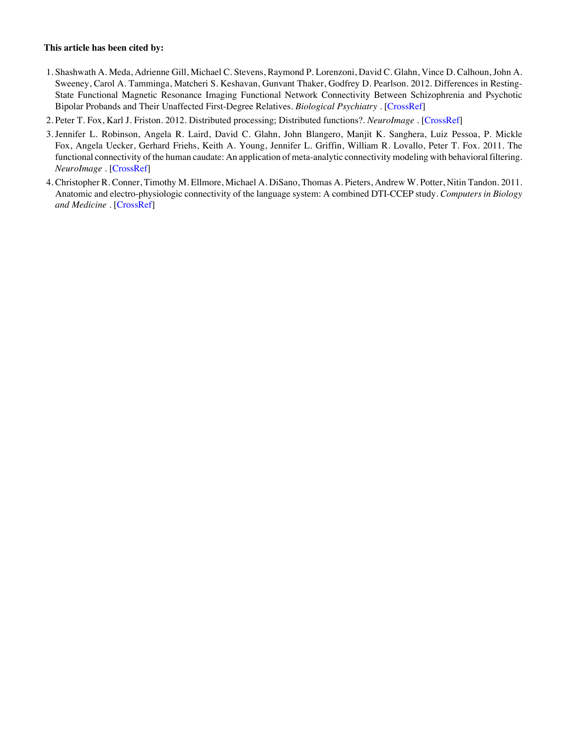**This article has been cited by:**

1. Shashwath A. Meda, Adrienne Gill, Michael C. Stevens, Raymond P. Lorenzoni, David C. Glahn, Vince D. Calhoun, John A. Sweeney, Carol A. Tamminga, Matcheri S. Keshavan, Gunvant Thaker, Godfrey D. Pearlson. 2012. Differences in Resting-State Functional Magnetic Resonance Imaging Functional Network Connectivity Between Schizophrenia and Psychotic Bipolar Probands and Their Unaffected First-Degree Relatives. *Biological Psychiatry* . [CrossRef]
2. Peter T. Fox, Karl J. Friston. 2012. Distributed processing; Distributed functions?. *NeuroImage* . [CrossRef]
3. Jennifer L. Robinson, Angela R. Laird, David C. Glahn, John Blangero, Manjit K. Sanghera, Luiz Pessoa, P. Mickle Fox, Angela Uecker, Gerhard Friehs, Keith A. Young, Jennifer L. Griffin, William R. Lovallo, Peter T. Fox. 2011. The functional connectivity of the human caudate: An application of meta-analytic connectivity modeling with behavioral filtering. *NeuroImage* . [CrossRef]
4. Christopher R. Conner, Timothy M. Ellmore, Michael A. DiSano, Thomas A. Pieters, Andrew W. Potter, Nitin Tandon. 2011. Anatomic and electro-physiologic connectivity of the language system: A combined DTI-CCEP study. *Computers in Biology and Medicine* . [CrossRef]